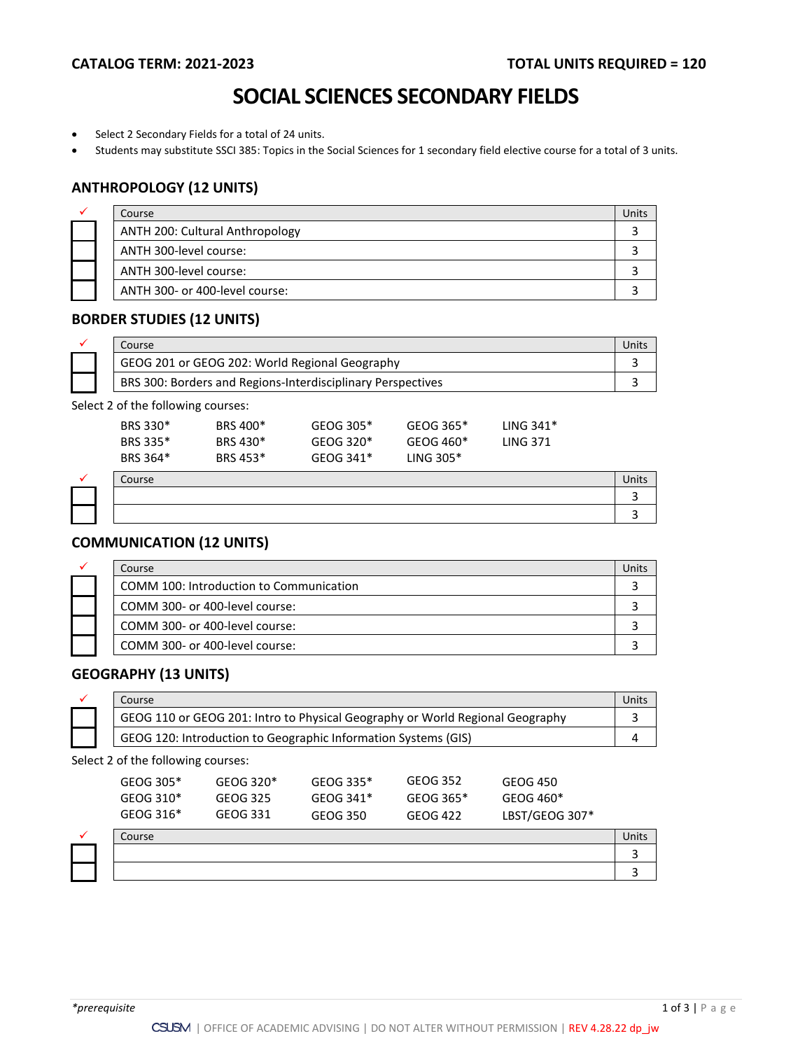**CATALOG TERM: 2021-2023** | **TOTAL UNITS REQUIRED = 120**

# SOCIAL SCIENCES SECONDARY FIELDS

- Select 2 Secondary Fields for a total of 24 units.
- Students may substitute SSCI 385: Topics in the Social Sciences for 1 secondary field elective course for a total of 3 units.

## ANTHROPOLOGY (12 UNITS)

| ✓ | Course | Units |
|---|---|---|
| ☐ | ANTH 200: Cultural Anthropology | 3 |
| ☐ | ANTH 300-level course: | 3 |
| ☐ | ANTH 300-level course: | 3 |
| ☐ | ANTH 300- or 400-level course: | 3 |

## BORDER STUDIES (12 UNITS)

| ✓ | Course | Units |
|---|---|---|
| ☐ | GEOG 201 or GEOG 202: World Regional Geography | 3 |
| ☐ | BRS 300: Borders and Regions-Interdisciplinary Perspectives | 3 |

Select 2 of the following courses:

| | | | | |
|---|---|---|---|---|
| BRS 330* | BRS 400* | GEOG 305* | GEOG 365* | LING 341* |
| BRS 335* | BRS 430* | GEOG 320* | GEOG 460* | LING 371 |
| BRS 364* | BRS 453* | GEOG 341* | LING 305* | |

| ✓ | Course | Units |
|---|---|---|
| ☐ | | 3 |
| ☐ | | 3 |

## COMMUNICATION (12 UNITS)

| ✓ | Course | Units |
|---|---|---|
| ☐ | COMM 100: Introduction to Communication | 3 |
| ☐ | COMM 300- or 400-level course: | 3 |
| ☐ | COMM 300- or 400-level course: | 3 |
| ☐ | COMM 300- or 400-level course: | 3 |

## GEOGRAPHY (13 UNITS)

| ✓ | Course | Units |
|---|---|---|
| ☐ | GEOG 110 or GEOG 201: Intro to Physical Geography or World Regional Geography | 3 |
| ☐ | GEOG 120: Introduction to Geographic Information Systems (GIS) | 4 |

Select 2 of the following courses:

| | | | | |
|---|---|---|---|---|
| GEOG 305* | GEOG 320* | GEOG 335* | GEOG 352 | GEOG 450 |
| GEOG 310* | GEOG 325 | GEOG 341* | GEOG 365* | GEOG 460* |
| GEOG 316* | GEOG 331 | GEOG 350 | GEOG 422 | LBST/GEOG 307* |

| ✓ | Course | Units |
|---|---|---|
| ☐ | | 3 |
| ☐ | | 3 |

*\*prerequisite*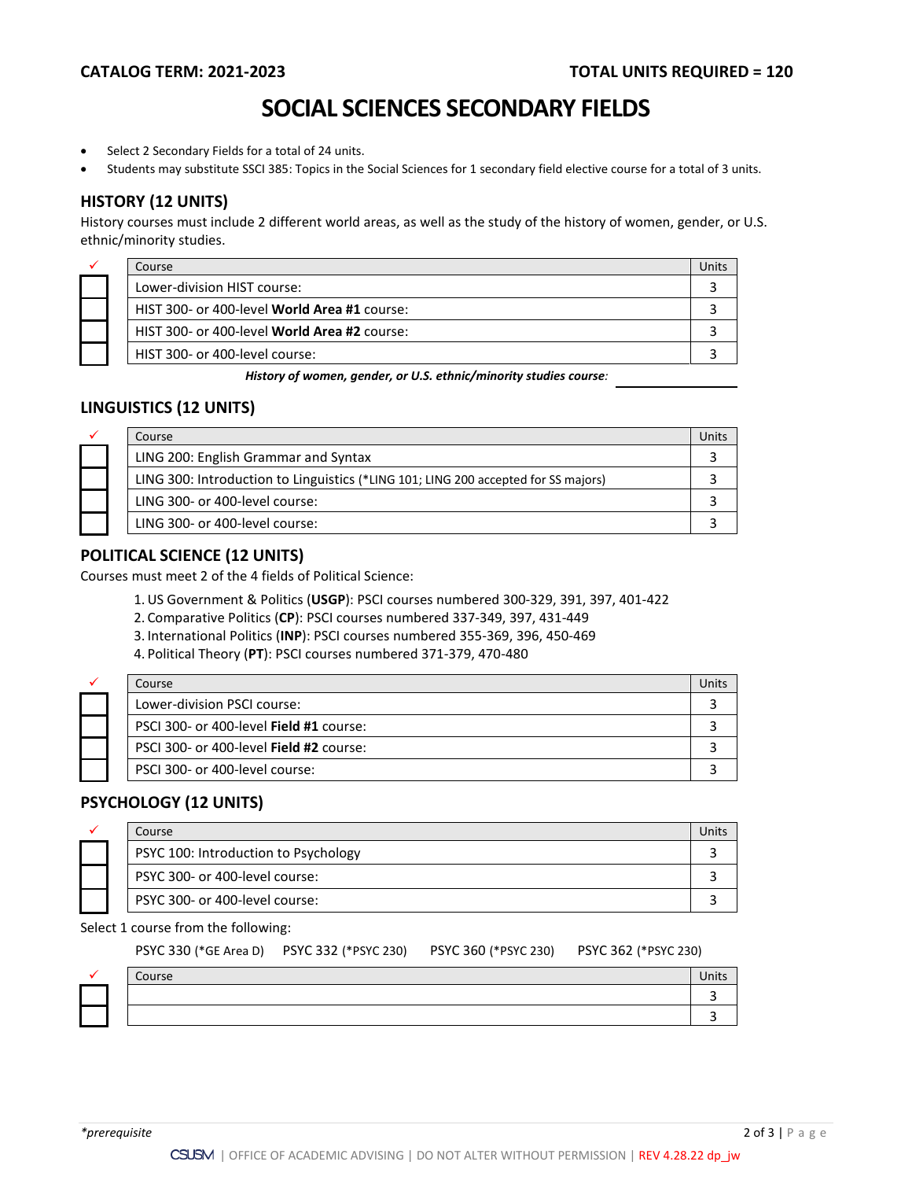**CATALOG TERM: 2021-2023** **TOTAL UNITS REQUIRED = 120**

# SOCIAL SCIENCES SECONDARY FIELDS

- Select 2 Secondary Fields for a total of 24 units.
- Students may substitute SSCI 385: Topics in the Social Sciences for 1 secondary field elective course for a total of 3 units.

## HISTORY (12 UNITS)

History courses must include 2 different world areas, as well as the study of the history of women, gender, or U.S. ethnic/minority studies.

| ✓ | Course | Units |
|---|---|---|
| ☐ | Lower-division HIST course: | 3 |
| ☐ | HIST 300- or 400-level **World Area #1** course: | 3 |
| ☐ | HIST 300- or 400-level **World Area #2** course: | 3 |
| ☐ | HIST 300- or 400-level course: | 3 |

***History of women, gender, or U.S. ethnic/minority studies course:*** ____________

## LINGUISTICS (12 UNITS)

| ✓ | Course | Units |
|---|---|---|
| ☐ | LING 200: English Grammar and Syntax | 3 |
| ☐ | LING 300: Introduction to Linguistics (*LING 101; LING 200 accepted for SS majors) | 3 |
| ☐ | LING 300- or 400-level course: | 3 |
| ☐ | LING 300- or 400-level course: | 3 |

## POLITICAL SCIENCE (12 UNITS)

Courses must meet 2 of the 4 fields of Political Science:

1. US Government & Politics (**USGP**): PSCI courses numbered 300-329, 391, 397, 401-422
2. Comparative Politics (**CP**): PSCI courses numbered 337-349, 397, 431-449
3. International Politics (**INP**): PSCI courses numbered 355-369, 396, 450-469
4. Political Theory (**PT**): PSCI courses numbered 371-379, 470-480

| ✓ | Course | Units |
|---|---|---|
| ☐ | Lower-division PSCI course: | 3 |
| ☐ | PSCI 300- or 400-level **Field #1** course: | 3 |
| ☐ | PSCI 300- or 400-level **Field #2** course: | 3 |
| ☐ | PSCI 300- or 400-level course: | 3 |

## PSYCHOLOGY (12 UNITS)

| ✓ | Course | Units |
|---|---|---|
| ☐ | PSYC 100: Introduction to Psychology | 3 |
| ☐ | PSYC 300- or 400-level course: | 3 |
| ☐ | PSYC 300- or 400-level course: | 3 |

Select 1 course from the following:

PSYC 330 (*GE Area D) PSYC 332 (*PSYC 230) PSYC 360 (*PSYC 230) PSYC 362 (*PSYC 230)

| ✓ | Course | Units |
|---|---|---|
| ☐ | | 3 |
| ☐ | | 3 |

*\*prerequisite*

CSUSM | OFFICE OF ACADEMIC ADVISING | DO NOT ALTER WITHOUT PERMISSION | REV 4.28.22 dp_jw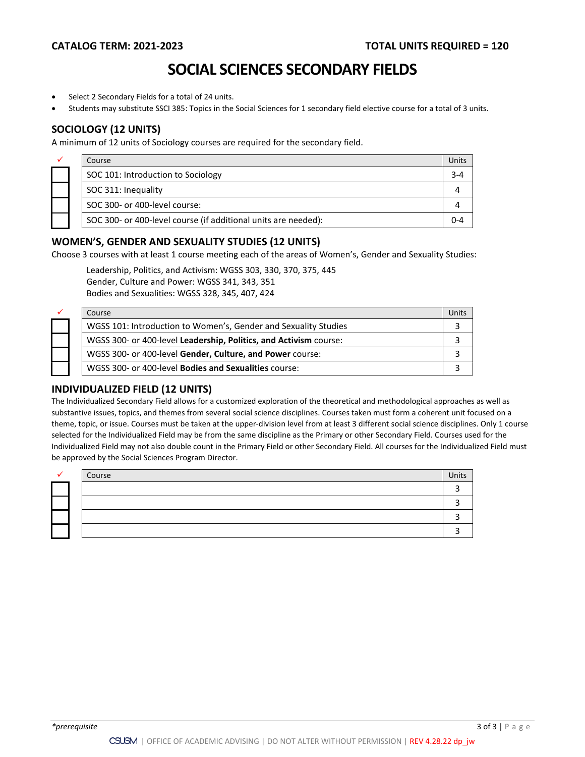# SOCIAL SCIENCES SECONDARY FIELDS

- Select 2 Secondary Fields for a total of 24 units.
- Students may substitute SSCI 385: Topics in the Social Sciences for 1 secondary field elective course for a total of 3 units.

## SOCIOLOGY (12 UNITS)

A minimum of 12 units of Sociology courses are required for the secondary field.

| ✓ | Course | Units |
|---|---|---|
| ☐ | SOC 101: Introduction to Sociology | 3-4 |
| ☐ | SOC 311: Inequality | 4 |
| ☐ | SOC 300- or 400-level course: | 4 |
| ☐ | SOC 300- or 400-level course (if additional units are needed): | 0-4 |

## WOMEN'S, GENDER AND SEXUALITY STUDIES (12 UNITS)

Choose 3 courses with at least 1 course meeting each of the areas of Women's, Gender and Sexuality Studies:

Leadership, Politics, and Activism: WGSS 303, 330, 370, 375, 445
Gender, Culture and Power: WGSS 341, 343, 351
Bodies and Sexualities: WGSS 328, 345, 407, 424

| ✓ | Course | Units |
|---|---|---|
| ☐ | WGSS 101: Introduction to Women's, Gender and Sexuality Studies | 3 |
| ☐ | WGSS 300- or 400-level **Leadership, Politics, and Activism** course: | 3 |
| ☐ | WGSS 300- or 400-level **Gender, Culture, and Power** course: | 3 |
| ☐ | WGSS 300- or 400-level **Bodies and Sexualities** course: | 3 |

## INDIVIDUALIZED FIELD (12 UNITS)

The Individualized Secondary Field allows for a customized exploration of the theoretical and methodological approaches as well as substantive issues, topics, and themes from several social science disciplines. Courses taken must form a coherent unit focused on a theme, topic, or issue. Courses must be taken at the upper-division level from at least 3 different social science disciplines. Only 1 course selected for the Individualized Field may be from the same discipline as the Primary or other Secondary Field. Courses used for the Individualized Field may not also double count in the Primary Field or other Secondary Field. All courses for the Individualized Field must be approved by the Social Sciences Program Director.

| ✓ | Course | Units |
|---|---|---|
| ☐ | | 3 |
| ☐ | | 3 |
| ☐ | | 3 |
| ☐ | | 3 |

*\*prerequisite*